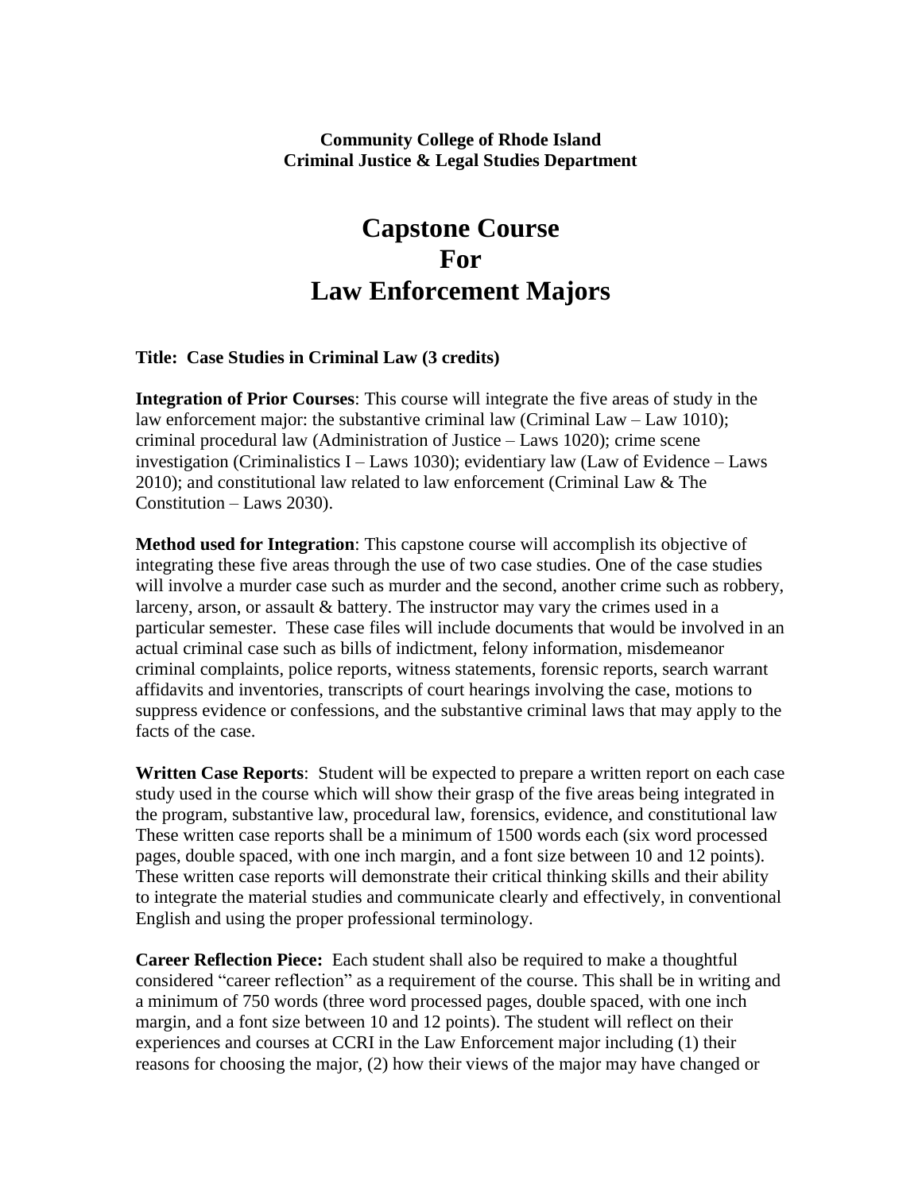**Community College of Rhode Island**
**Criminal Justice & Legal Studies Department**

# Capstone Course For Law Enforcement Majors

**Title: Case Studies in Criminal Law (3 credits)**

**Integration of Prior Courses**: This course will integrate the five areas of study in the law enforcement major: the substantive criminal law (Criminal Law – Law 1010); criminal procedural law (Administration of Justice – Laws 1020); crime scene investigation (Criminalistics I – Laws 1030); evidentiary law (Law of Evidence – Laws 2010); and constitutional law related to law enforcement (Criminal Law & The Constitution – Laws 2030).

**Method used for Integration**: This capstone course will accomplish its objective of integrating these five areas through the use of two case studies. One of the case studies will involve a murder case such as murder and the second, another crime such as robbery, larceny, arson, or assault & battery. The instructor may vary the crimes used in a particular semester. These case files will include documents that would be involved in an actual criminal case such as bills of indictment, felony information, misdemeanor criminal complaints, police reports, witness statements, forensic reports, search warrant affidavits and inventories, transcripts of court hearings involving the case, motions to suppress evidence or confessions, and the substantive criminal laws that may apply to the facts of the case.

**Written Case Reports**: Student will be expected to prepare a written report on each case study used in the course which will show their grasp of the five areas being integrated in the program, substantive law, procedural law, forensics, evidence, and constitutional law These written case reports shall be a minimum of 1500 words each (six word processed pages, double spaced, with one inch margin, and a font size between 10 and 12 points). These written case reports will demonstrate their critical thinking skills and their ability to integrate the material studies and communicate clearly and effectively, in conventional English and using the proper professional terminology.

**Career Reflection Piece:** Each student shall also be required to make a thoughtful considered "career reflection" as a requirement of the course. This shall be in writing and a minimum of 750 words (three word processed pages, double spaced, with one inch margin, and a font size between 10 and 12 points). The student will reflect on their experiences and courses at CCRI in the Law Enforcement major including (1) their reasons for choosing the major, (2) how their views of the major may have changed or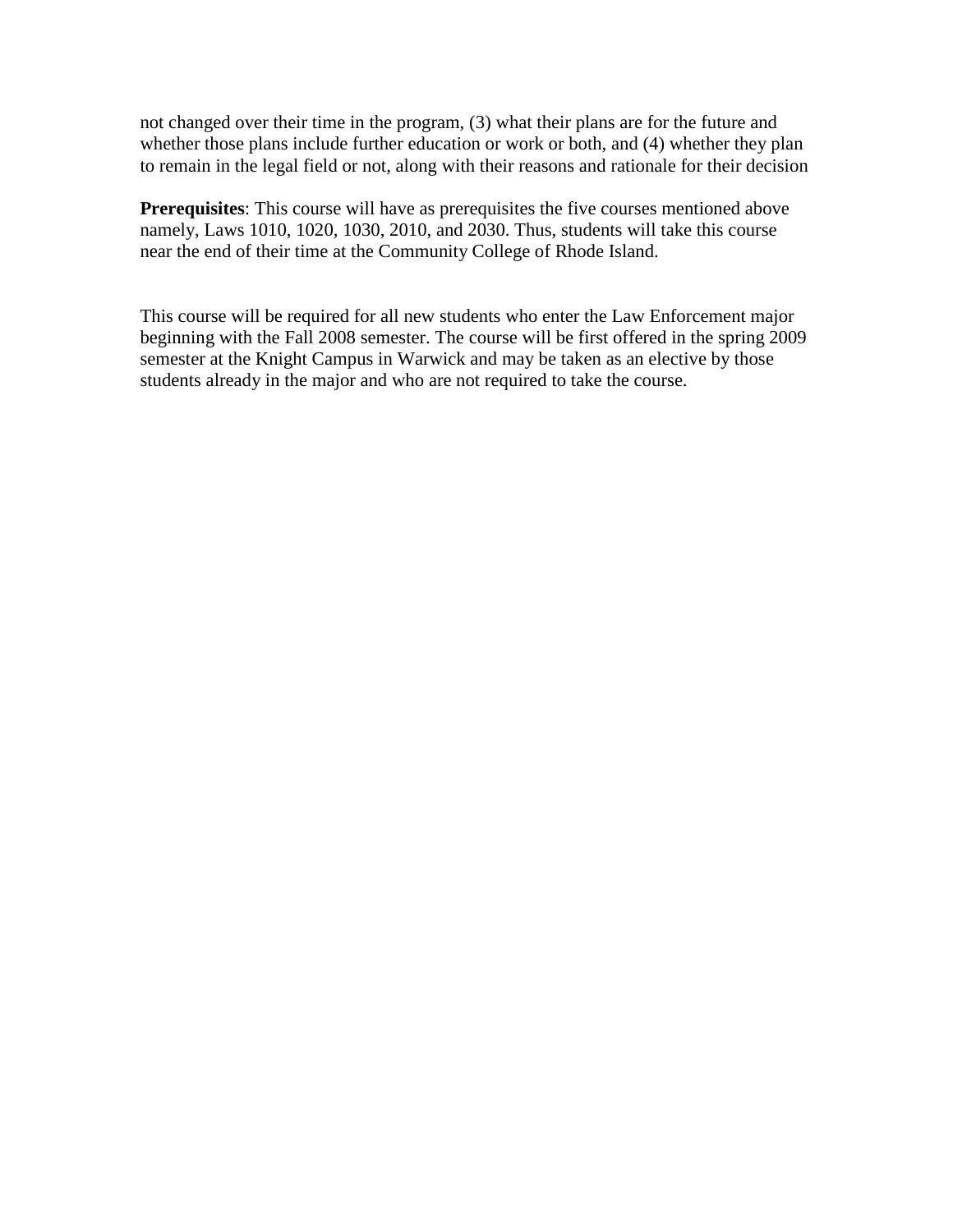not changed over their time in the program, (3) what their plans are for the future and whether those plans include further education or work or both, and (4) whether they plan to remain in the legal field or not, along with their reasons and rationale for their decision

**Prerequisites**: This course will have as prerequisites the five courses mentioned above namely, Laws 1010, 1020, 1030, 2010, and 2030. Thus, students will take this course near the end of their time at the Community College of Rhode Island.

This course will be required for all new students who enter the Law Enforcement major beginning with the Fall 2008 semester. The course will be first offered in the spring 2009 semester at the Knight Campus in Warwick and may be taken as an elective by those students already in the major and who are not required to take the course.